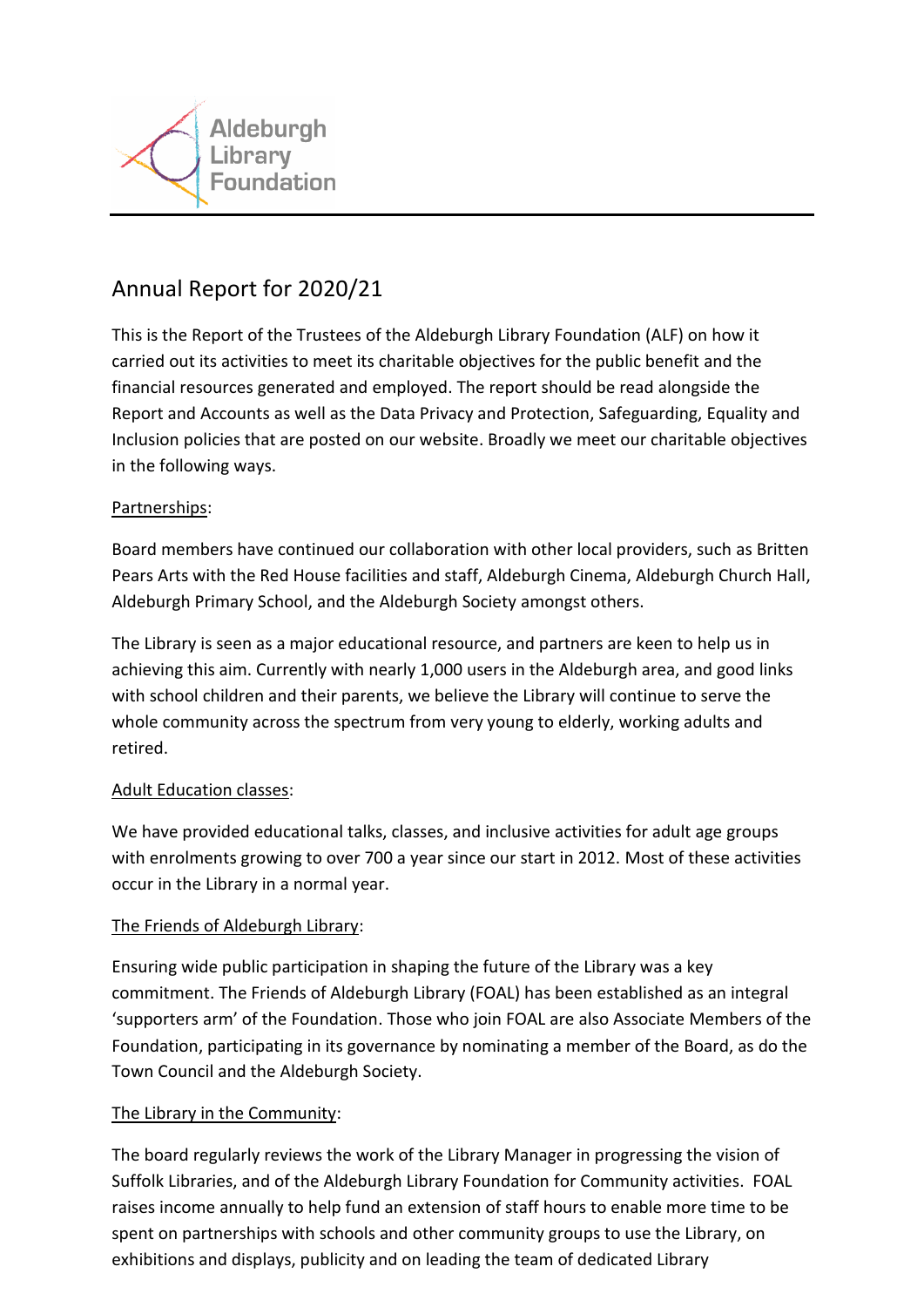Aldeburgh Library Foundation

# Annual Report for 2020/21

This is the Report of the Trustees of the Aldeburgh Library Foundation (ALF) on how it carried out its activities to meet its charitable objectives for the public benefit and the financial resources generated and employed. The report should be read alongside the Report and Accounts as well as the Data Privacy and Protection, Safeguarding, Equality and Inclusion policies that are posted on our website. Broadly we meet our charitable objectives in the following ways.

<u>Partnerships</u>:

Board members have continued our collaboration with other local providers, such as Britten Pears Arts with the Red House facilities and staff, Aldeburgh Cinema, Aldeburgh Church Hall, Aldeburgh Primary School, and the Aldeburgh Society amongst others.

The Library is seen as a major educational resource, and partners are keen to help us in achieving this aim. Currently with nearly 1,000 users in the Aldeburgh area, and good links with school children and their parents, we believe the Library will continue to serve the whole community across the spectrum from very young to elderly, working adults and retired.

<u>Adult Education classes</u>:

We have provided educational talks, classes, and inclusive activities for adult age groups with enrolments growing to over 700 a year since our start in 2012. Most of these activities occur in the Library in a normal year.

<u>The Friends of Aldeburgh Library</u>:

Ensuring wide public participation in shaping the future of the Library was a key commitment. The Friends of Aldeburgh Library (FOAL) has been established as an integral 'supporters arm' of the Foundation. Those who join FOAL are also Associate Members of the Foundation, participating in its governance by nominating a member of the Board, as do the Town Council and the Aldeburgh Society.

<u>The Library in the Community</u>:

The board regularly reviews the work of the Library Manager in progressing the vision of Suffolk Libraries, and of the Aldeburgh Library Foundation for Community activities. FOAL raises income annually to help fund an extension of staff hours to enable more time to be spent on partnerships with schools and other community groups to use the Library, on exhibitions and displays, publicity and on leading the team of dedicated Library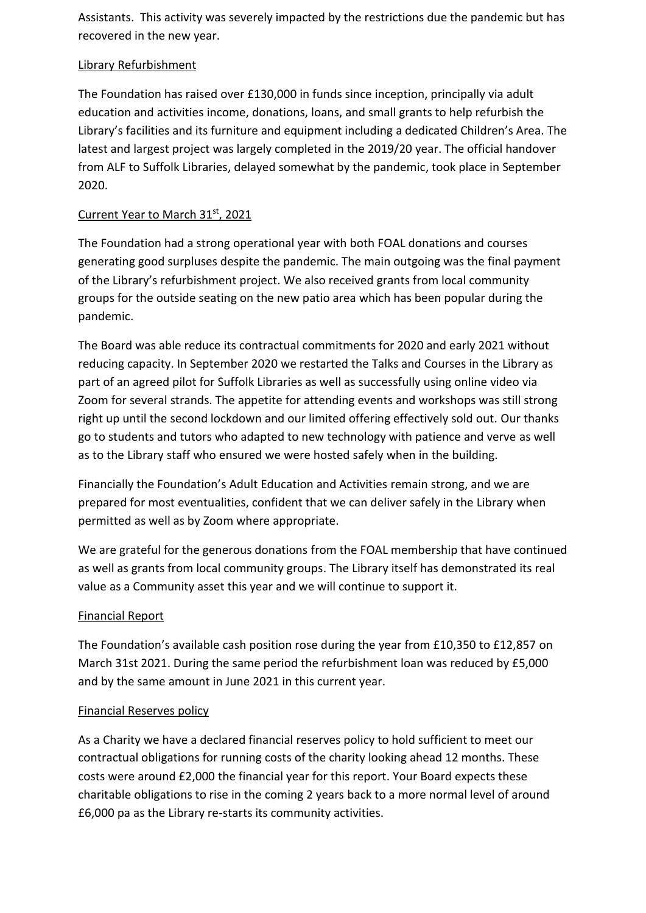Assistants. This activity was severely impacted by the restrictions due the pandemic but has recovered in the new year.

## Library Refurbishment

The Foundation has raised over £130,000 in funds since inception, principally via adult education and activities income, donations, loans, and small grants to help refurbish the Library's facilities and its furniture and equipment including a dedicated Children's Area. The latest and largest project was largely completed in the 2019/20 year. The official handover from ALF to Suffolk Libraries, delayed somewhat by the pandemic, took place in September 2020.

## Current Year to March 31st, 2021

The Foundation had a strong operational year with both FOAL donations and courses generating good surpluses despite the pandemic. The main outgoing was the final payment of the Library's refurbishment project. We also received grants from local community groups for the outside seating on the new patio area which has been popular during the pandemic.

The Board was able reduce its contractual commitments for 2020 and early 2021 without reducing capacity. In September 2020 we restarted the Talks and Courses in the Library as part of an agreed pilot for Suffolk Libraries as well as successfully using online video via Zoom for several strands. The appetite for attending events and workshops was still strong right up until the second lockdown and our limited offering effectively sold out. Our thanks go to students and tutors who adapted to new technology with patience and verve as well as to the Library staff who ensured we were hosted safely when in the building.

Financially the Foundation's Adult Education and Activities remain strong, and we are prepared for most eventualities, confident that we can deliver safely in the Library when permitted as well as by Zoom where appropriate.

We are grateful for the generous donations from the FOAL membership that have continued as well as grants from local community groups. The Library itself has demonstrated its real value as a Community asset this year and we will continue to support it.

## Financial Report

The Foundation's available cash position rose during the year from £10,350 to £12,857 on March 31st 2021. During the same period the refurbishment loan was reduced by £5,000 and by the same amount in June 2021 in this current year.

## Financial Reserves policy

As a Charity we have a declared financial reserves policy to hold sufficient to meet our contractual obligations for running costs of the charity looking ahead 12 months. These costs were around £2,000 the financial year for this report. Your Board expects these charitable obligations to rise in the coming 2 years back to a more normal level of around £6,000 pa as the Library re-starts its community activities.